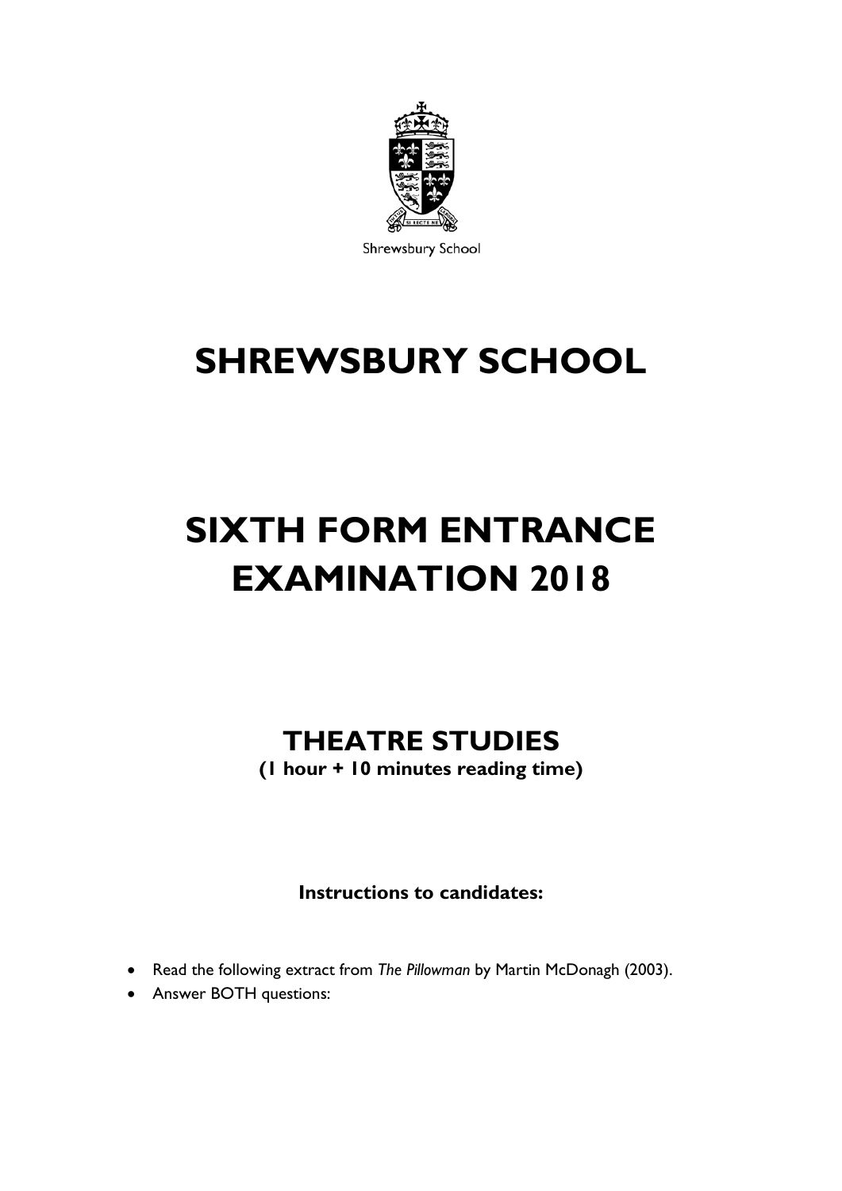Shrewsbury School

# SHREWSBURY SCHOOL

# SIXTH FORM ENTRANCE EXAMINATION 2018

## THEATRE STUDIES

**(1 hour + 10 minutes reading time)**

**Instructions to candidates:**

- Read the following extract from *The Pillowman* by Martin McDonagh (2003).
- Answer BOTH questions: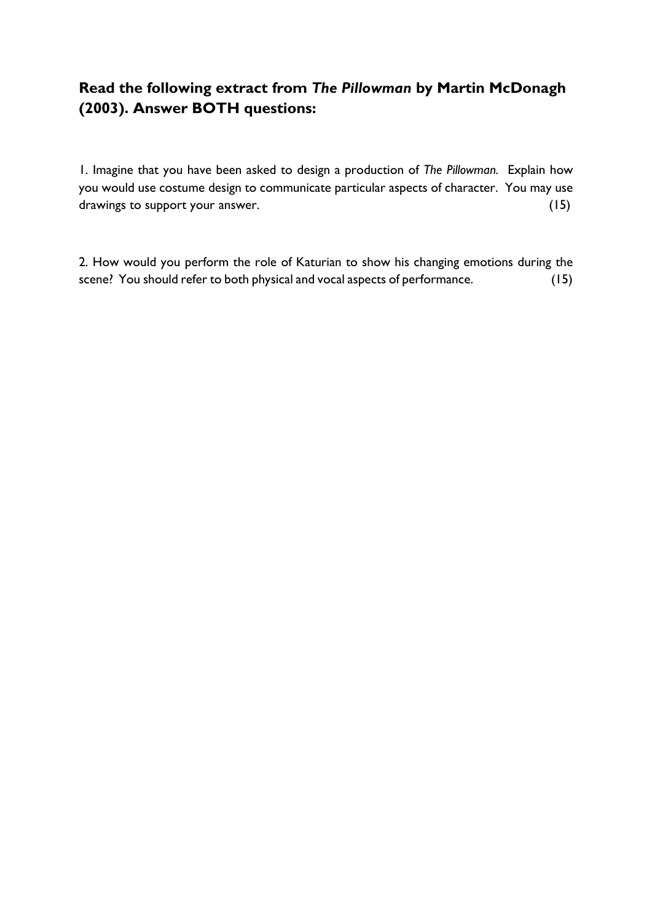**Read the following extract from *The Pillowman* by Martin McDonagh (2003). Answer BOTH questions:**

1. Imagine that you have been asked to design a production of *The Pillowman.* Explain how you would use costume design to communicate particular aspects of character. You may use drawings to support your answer. (15)

2. How would you perform the role of Katurian to show his changing emotions during the scene? You should refer to both physical and vocal aspects of performance. (15)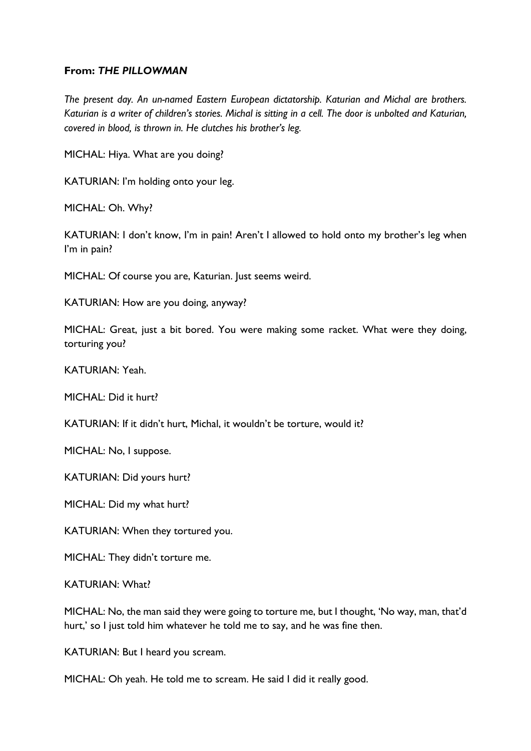**From: *THE PILLOWMAN***

*The present day. An un-named Eastern European dictatorship. Katurian and Michal are brothers. Katurian is a writer of children's stories. Michal is sitting in a cell. The door is unbolted and Katurian, covered in blood, is thrown in. He clutches his brother's leg.*

MICHAL: Hiya. What are you doing?

KATURIAN: I'm holding onto your leg.

MICHAL: Oh. Why?

KATURIAN: I don't know, I'm in pain! Aren't I allowed to hold onto my brother's leg when I'm in pain?

MICHAL: Of course you are, Katurian. Just seems weird.

KATURIAN: How are you doing, anyway?

MICHAL: Great, just a bit bored. You were making some racket. What were they doing, torturing you?

KATURIAN: Yeah.

MICHAL: Did it hurt?

KATURIAN: If it didn't hurt, Michal, it wouldn't be torture, would it?

MICHAL: No, I suppose.

KATURIAN: Did yours hurt?

MICHAL: Did my what hurt?

KATURIAN: When they tortured you.

MICHAL: They didn't torture me.

KATURIAN: What?

MICHAL: No, the man said they were going to torture me, but I thought, 'No way, man, that'd hurt,' so I just told him whatever he told me to say, and he was fine then.

KATURIAN: But I heard you scream.

MICHAL: Oh yeah. He told me to scream. He said I did it really good.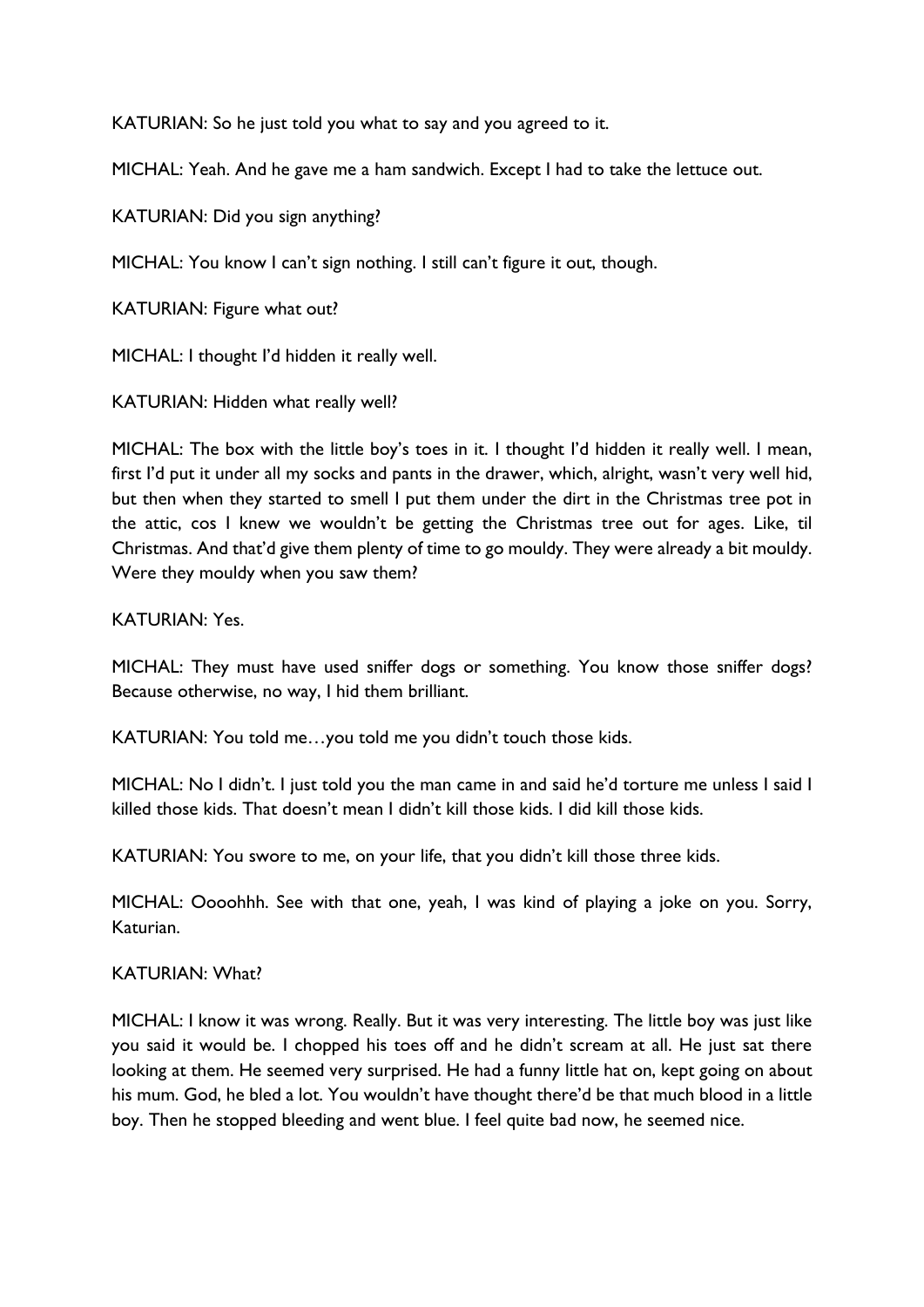KATURIAN: So he just told you what to say and you agreed to it.

MICHAL: Yeah. And he gave me a ham sandwich. Except I had to take the lettuce out.

KATURIAN: Did you sign anything?

MICHAL: You know I can't sign nothing. I still can't figure it out, though.

KATURIAN: Figure what out?

MICHAL: I thought I'd hidden it really well.

KATURIAN: Hidden what really well?

MICHAL: The box with the little boy's toes in it. I thought I'd hidden it really well. I mean, first I'd put it under all my socks and pants in the drawer, which, alright, wasn't very well hid, but then when they started to smell I put them under the dirt in the Christmas tree pot in the attic, cos I knew we wouldn't be getting the Christmas tree out for ages. Like, til Christmas. And that'd give them plenty of time to go mouldy. They were already a bit mouldy. Were they mouldy when you saw them?

KATURIAN: Yes.

MICHAL: They must have used sniffer dogs or something. You know those sniffer dogs? Because otherwise, no way, I hid them brilliant.

KATURIAN: You told me…you told me you didn't touch those kids.

MICHAL: No I didn't. I just told you the man came in and said he'd torture me unless I said I killed those kids. That doesn't mean I didn't kill those kids. I did kill those kids.

KATURIAN: You swore to me, on your life, that you didn't kill those three kids.

MICHAL: Oooohhh. See with that one, yeah, I was kind of playing a joke on you. Sorry, Katurian.

KATURIAN: What?

MICHAL: I know it was wrong. Really. But it was very interesting. The little boy was just like you said it would be. I chopped his toes off and he didn't scream at all. He just sat there looking at them. He seemed very surprised. He had a funny little hat on, kept going on about his mum. God, he bled a lot. You wouldn't have thought there'd be that much blood in a little boy. Then he stopped bleeding and went blue. I feel quite bad now, he seemed nice.